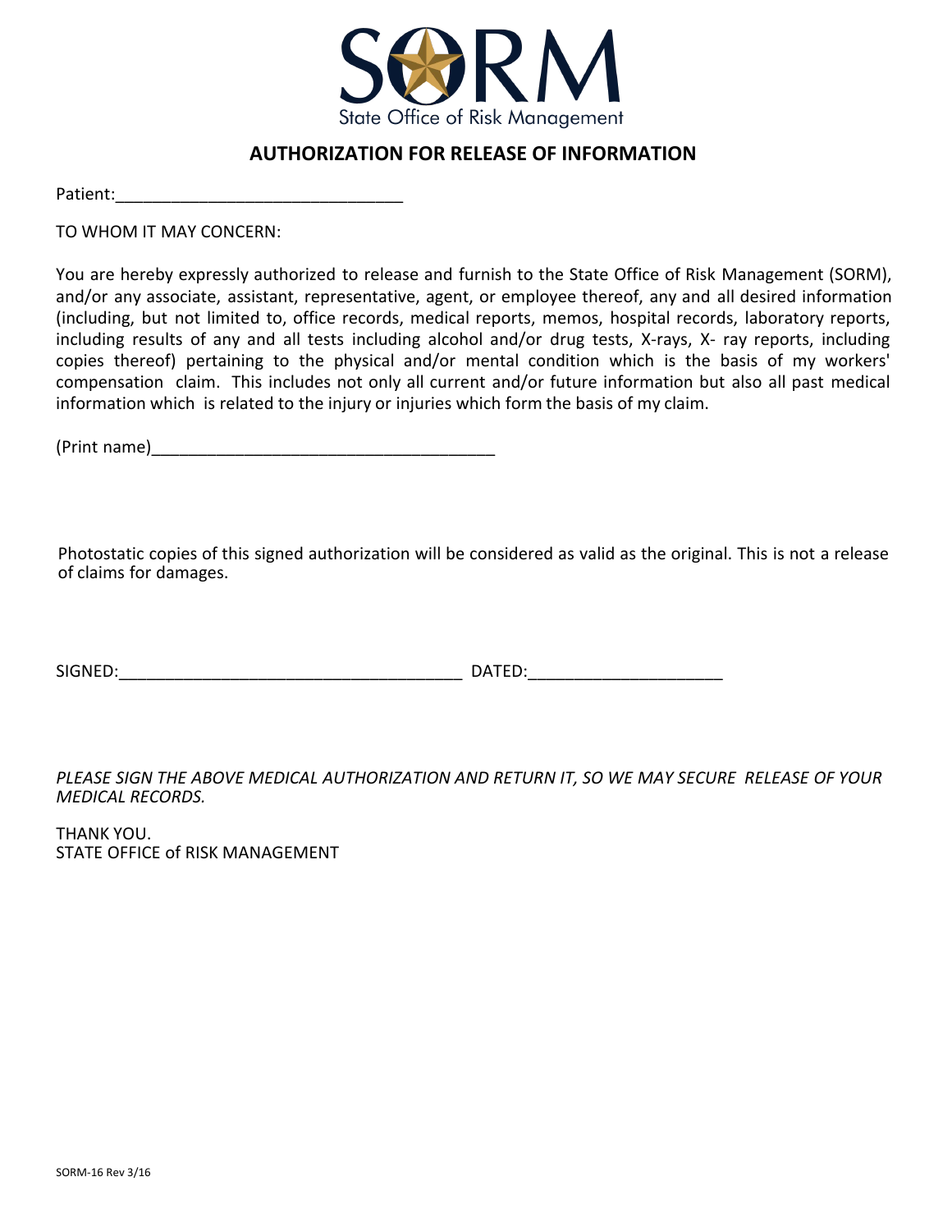SORM

State Office of Risk Management

## AUTHORIZATION FOR RELEASE OF INFORMATION

Patient:______________________________

TO WHOM IT MAY CONCERN:

You are hereby expressly authorized to release and furnish to the State Office of Risk Management (SORM), and/or any associate, assistant, representative, agent, or employee thereof, any and all desired information (including, but not limited to, office records, medical reports, memos, hospital records, laboratory reports, including results of any and all tests including alcohol and/or drug tests, X-rays, X- ray reports, including copies thereof) pertaining to the physical and/or mental condition which is the basis of my workers' compensation claim. This includes not only all current and/or future information but also all past medical information which is related to the injury or injuries which form the basis of my claim.

(Print name)____________________________________

Photostatic copies of this signed authorization will be considered as valid as the original. This is not a release of claims for damages.

SIGNED:____________________________________ DATED:_____________________

*PLEASE SIGN THE ABOVE MEDICAL AUTHORIZATION AND RETURN IT, SO WE MAY SECURE RELEASE OF YOUR MEDICAL RECORDS.*

THANK YOU.
STATE OFFICE of RISK MANAGEMENT

SORM-16 Rev 3/16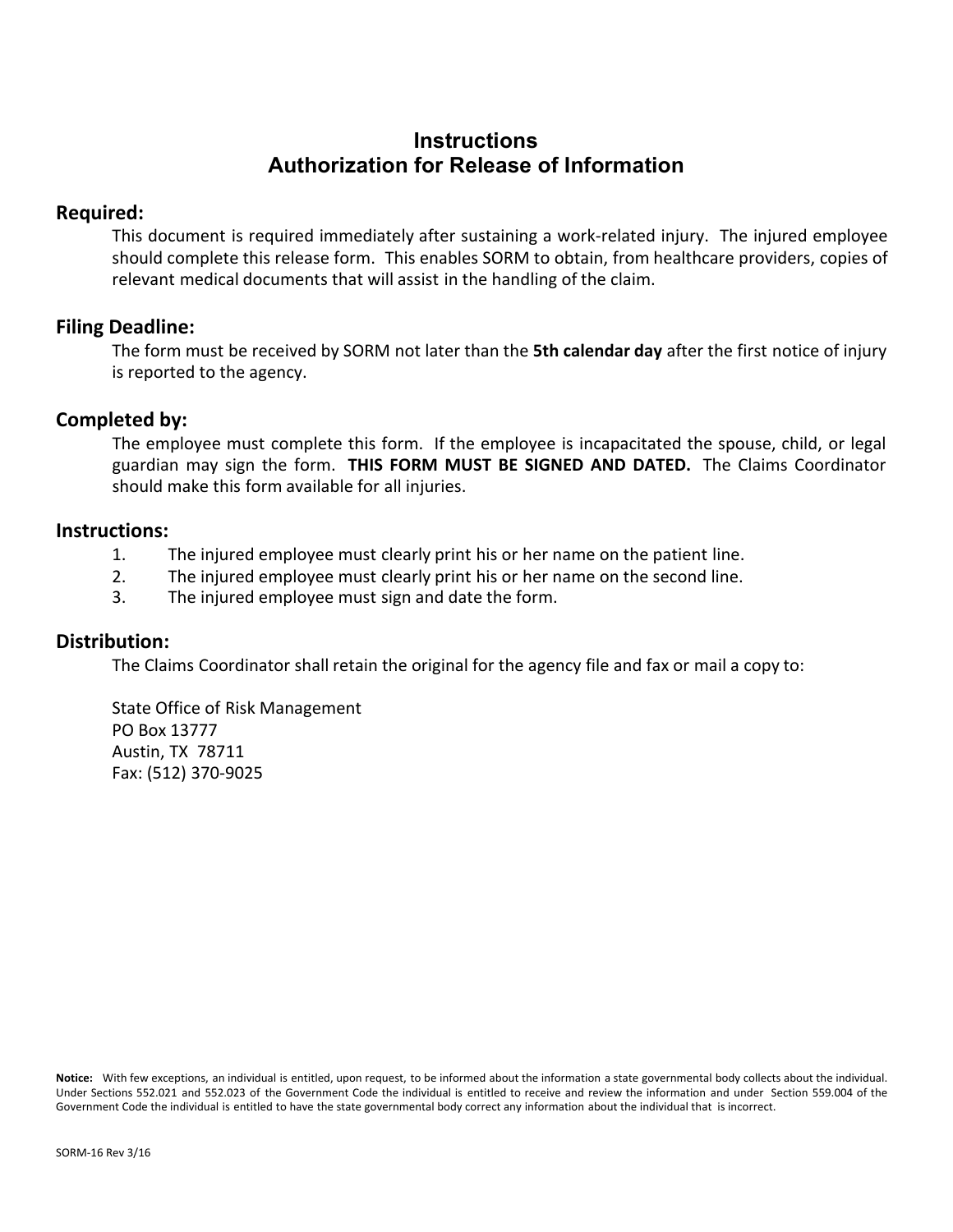# Instructions
# Authorization for Release of Information

## Required:

This document is required immediately after sustaining a work-related injury. The injured employee should complete this release form. This enables SORM to obtain, from healthcare providers, copies of relevant medical documents that will assist in the handling of the claim.

## Filing Deadline:

The form must be received by SORM not later than the **5th calendar day** after the first notice of injury is reported to the agency.

## Completed by:

The employee must complete this form. If the employee is incapacitated the spouse, child, or legal guardian may sign the form. **THIS FORM MUST BE SIGNED AND DATED.** The Claims Coordinator should make this form available for all injuries.

## Instructions:

1. The injured employee must clearly print his or her name on the patient line.
2. The injured employee must clearly print his or her name on the second line.
3. The injured employee must sign and date the form.

## Distribution:

The Claims Coordinator shall retain the original for the agency file and fax or mail a copy to:

State Office of Risk Management
PO Box 13777
Austin, TX 78711
Fax: (512) 370-9025

**Notice:** With few exceptions, an individual is entitled, upon request, to be informed about the information a state governmental body collects about the individual. Under Sections 552.021 and 552.023 of the Government Code the individual is entitled to receive and review the information and under Section 559.004 of the Government Code the individual is entitled to have the state governmental body correct any information about the individual that is incorrect.

SORM-16 Rev 3/16